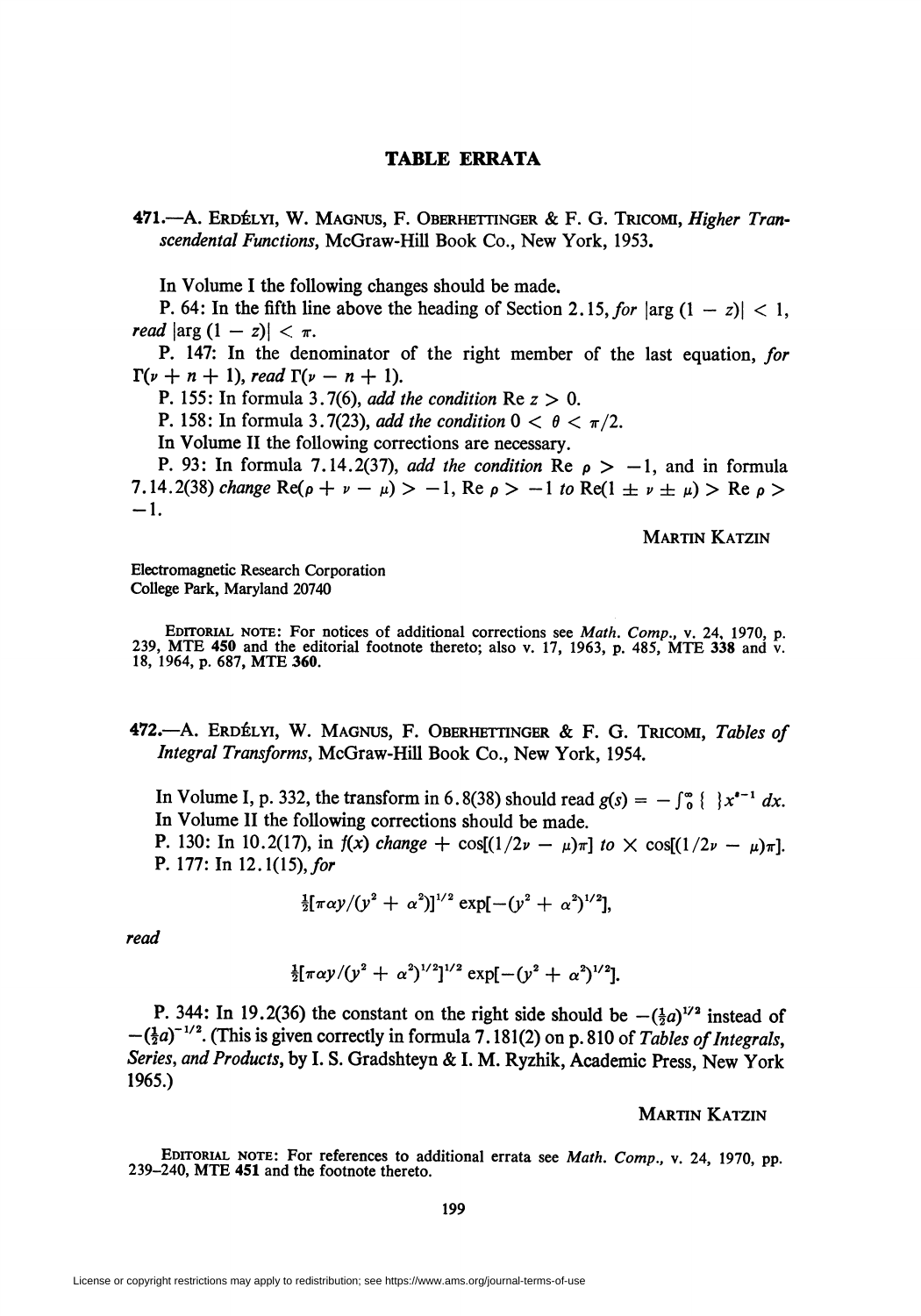## TABLE ERRATA

**471.**—A. Erdélyi, W. Magnus, F. Oberhettinger & F. G. Tricomi, *Higher Transcendental Functions*, McGraw-Hill Book Co., New York, 1953.

In Volume I the following changes should be made.

P. 64: In the fifth line above the heading of Section 2.15, *for* $|\arg(1 - z)| < 1$, *read* $|\arg(1 - z)| < \pi$.

P. 147: In the denominator of the right member of the last equation, *for* $\Gamma(\nu + n + 1)$, *read* $\Gamma(\nu - n + 1)$.

P. 155: In formula 3.7(6), *add the condition* $\operatorname{Re} z > 0$.

P. 158: In formula 3.7(23), *add the condition* $0 < \theta < \pi/2$.

In Volume II the following corrections are necessary.

P. 93: In formula 7.14.2(37), *add the condition* $\operatorname{Re} \rho > -1$, and in formula 7.14.2(38) *change* $\operatorname{Re}(\rho + \nu - \mu) > -1$, $\operatorname{Re} \rho > -1$ *to* $\operatorname{Re}(1 \pm \nu \pm \mu) > \operatorname{Re} \rho > -1$.

Martin Katzin

Electromagnetic Research Corporation
College Park, Maryland 20740

Editorial note: For notices of additional corrections see *Math. Comp.*, v. 24, 1970, p. 239, MTE **450** and the editorial footnote thereto; also v. 17, 1963, p. 485, MTE **338** and v. 18, 1964, p. 687, MTE **360**.

**472.**—A. Erdélyi, W. Magnus, F. Oberhettinger & F. G. Tricomi, *Tables of Integral Transforms*, McGraw-Hill Book Co., New York, 1954.

In Volume I, p. 332, the transform in 6.8(38) should read $g(s) = -\int_0^\infty \{\ \} x^{s-1}\, dx$.

In Volume II the following corrections should be made.

P. 130: In 10.2(17), in $f(x)$ *change* $+ \cos[(1/2\nu - \mu)\pi]$ *to* $\times \cos[(1/2\nu - \mu)\pi]$.

P. 177: In 12.1(15), *for*

$$\tfrac{1}{2}[\pi\alpha y/(y^2 + \alpha^2)]^{1/2} \exp[-(y^2 + \alpha^2)^{1/2}],$$

*read*

$$\tfrac{1}{2}[\pi\alpha y/(y^2 + \alpha^2)^{1/2}]^{1/2} \exp[-(y^2 + \alpha^2)^{1/2}].$$

P. 344: In 19.2(36) the constant on the right side should be $-(\frac{1}{2}a)^{1/2}$ instead of $-(\frac{1}{2}a)^{-1/2}$. (This is given correctly in formula 7.181(2) on p. 810 of *Tables of Integrals, Series, and Products*, by I. S. Gradshteyn & I. M. Ryzhik, Academic Press, New York 1965.)

Martin Katzin

Editorial note: For references to additional errata see *Math. Comp.*, v. 24, 1970, pp. 239–240, MTE **451** and the footnote thereto.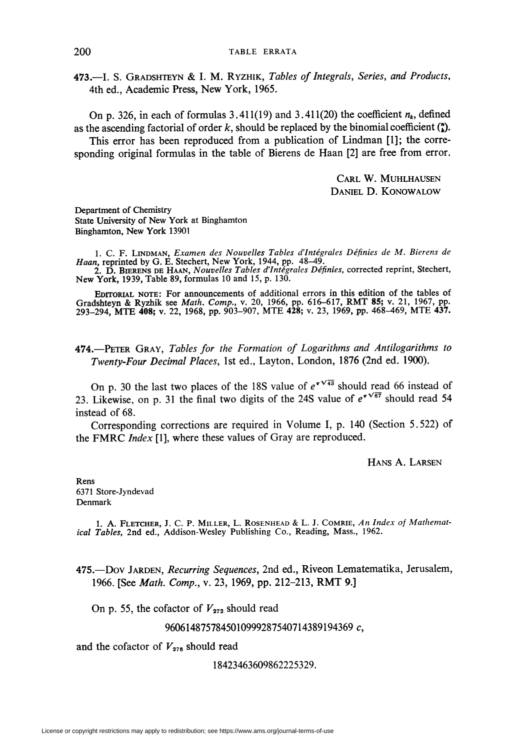**473.**—I. S. GRADSHTEYN & I. M. RYZHIK, *Tables of Integrals, Series, and Products*, 4th ed., Academic Press, New York, 1965.

On p. 326, in each of formulas 3.411(19) and 3.411(20) the coefficient $n_k$, defined as the ascending factorial of order $k$, should be replaced by the binomial coefficient $\binom{n}{k}$.

This error has been reproduced from a publication of Lindman [1]; the corresponding original formulas in the table of Bierens de Haan [2] are free from error.

CARL W. MUHLHAUSEN
DANIEL D. KONOWALOW

Department of Chemistry
State University of New York at Binghamton
Binghamton, New York 13901

1. C. F. LINDMAN, *Examen des Nouvelles Tables d'Intégrales Définies de M. Bierens de Haan*, reprinted by G. E. Stechert, New York, 1944, pp. 48–49.
2. D. BIERENS DE HAAN, *Nouvelles Tables d'Intégrales Définies*, corrected reprint, Stechert, New York, 1939, Table 89, formulas 10 and 15, p. 130.

EDITORIAL NOTE: For announcements of additional errors in this edition of the tables of Gradshteyn & Ryzhik see *Math. Comp.*, v. 20, 1966, pp. 616–617, RMT **85**; v. 21, 1967, pp. 293–294, MTE **408**; v. 22, 1968, pp. 903–907, MTE **428**; v. 23, 1969, pp. 468–469, MTE **437**.

**474.**—PETER GRAY, *Tables for the Formation of Logarithms and Antilogarithms to Twenty-Four Decimal Places*, 1st ed., Layton, London, 1876 (2nd ed. 1900).

On p. 30 the last two places of the 18S value of $e^{\pi\sqrt{43}}$ should read 66 instead of 23. Likewise, on p. 31 the final two digits of the 24S value of $e^{\pi\sqrt{67}}$ should read 54 instead of 68.

Corresponding corrections are required in Volume I, p. 140 (Section 5.522) of the FMRC *Index* [1], where these values of Gray are reproduced.

HANS A. LARSEN

Rens
6371 Store-Jyndevad
Denmark

1. A. FLETCHER, J. C. P. MILLER, L. ROSENHEAD & L. J. COMRIE, *An Index of Mathematical Tables*, 2nd ed., Addison-Wesley Publishing Co., Reading, Mass., 1962.

**475.**—DOV JARDEN, *Recurring Sequences*, 2nd ed., Riveon Lematematika, Jerusalem, 1966. [See *Math. Comp.*, v. 23, 1969, pp. 212–213, RMT **9**.]

On p. 55, the cofactor of $V_{272}$ should read

96061487578450109992875407143891943​69 $c$,

and the cofactor of $V_{276}$ should read

18423463609862225329.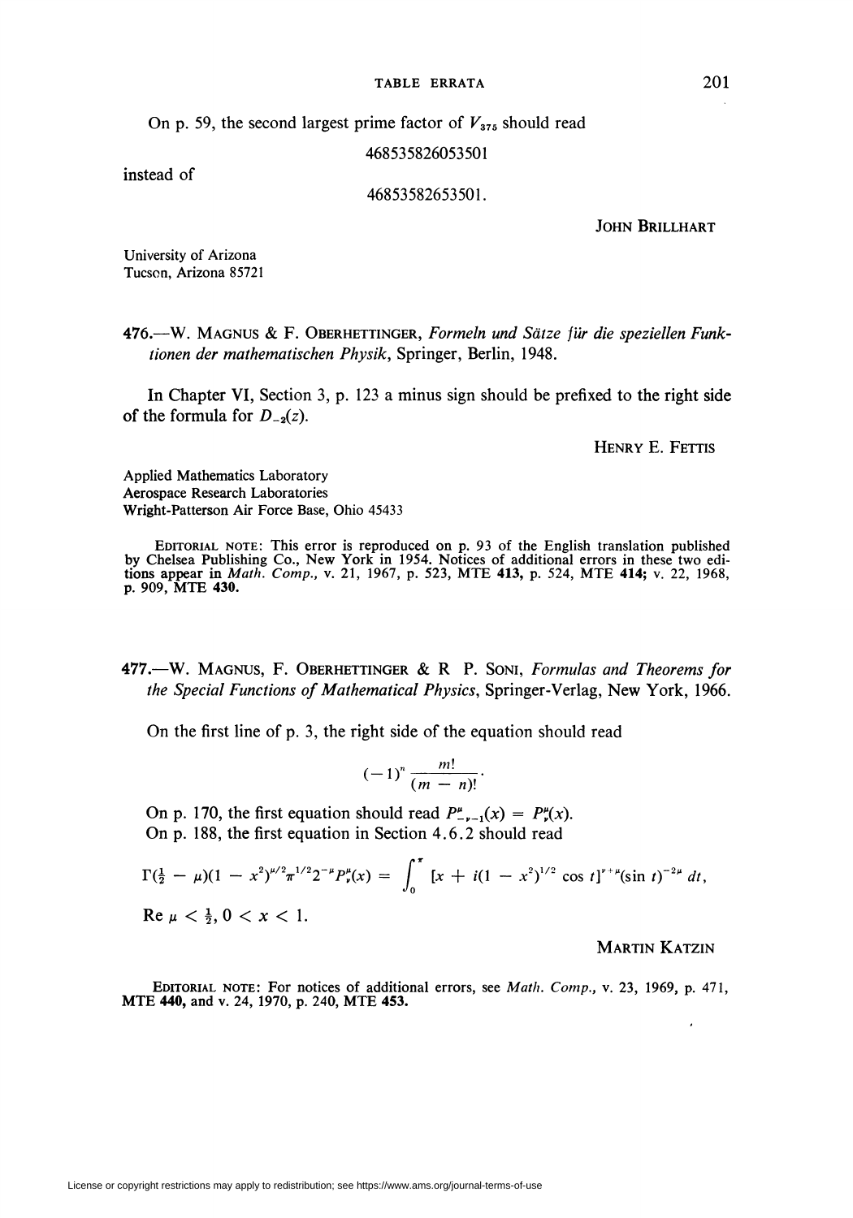On p. 59, the second largest prime factor of $V_{375}$ should read

468535826053501

instead of

46853582653501.

John Brillhart

University of Arizona
Tucson, Arizona 85721

**476.**—W. Magnus & F. Oberhettinger, *Formeln und Sätze für die speziellen Funktionen der mathematischen Physik*, Springer, Berlin, 1948.

In Chapter VI, Section 3, p. 123 a minus sign should be prefixed to the right side of the formula for $D_{-2}(z)$.

Henry E. Fettis

Applied Mathematics Laboratory
Aerospace Research Laboratories
Wright-Patterson Air Force Base, Ohio 45433

Editorial note: This error is reproduced on p. 93 of the English translation published by Chelsea Publishing Co., New York in 1954. Notices of additional errors in these two editions appear in *Math. Comp.*, v. 21, 1967, p. 523, MTE **413**, p. 524, MTE **414**; v. 22, 1968, p. 909, MTE **430**.

**477.**—W. Magnus, F. Oberhettinger & R P. Soni, *Formulas and Theorems for the Special Functions of Mathematical Physics*, Springer-Verlag, New York, 1966.

On the first line of p. 3, the right side of the equation should read

$$(-1)^n \frac{m!}{(m-n)!}.$$

On p. 170, the first equation should read $P^{\mu}_{-\nu-1}(x) = P^{\mu}_{\nu}(x)$.

On p. 188, the first equation in Section 4.6.2 should read

$$\Gamma(\tfrac{1}{2} - \mu)(1 - x^2)^{\mu/2}\pi^{1/2}2^{-\mu}P^{\mu}_{\nu}(x) = \int_0^{\pi} [x + i(1 - x^2)^{1/2} \cos t]^{\nu+\mu}(\sin t)^{-2\mu}\, dt,$$

$\operatorname{Re} \mu < \frac{1}{2}$, $0 < x < 1$.

Martin Katzin

Editorial note: For notices of additional errors, see *Math. Comp.*, v. 23, 1969, p. 471, MTE **440**, and v. 24, 1970, p. 240, MTE **453**.